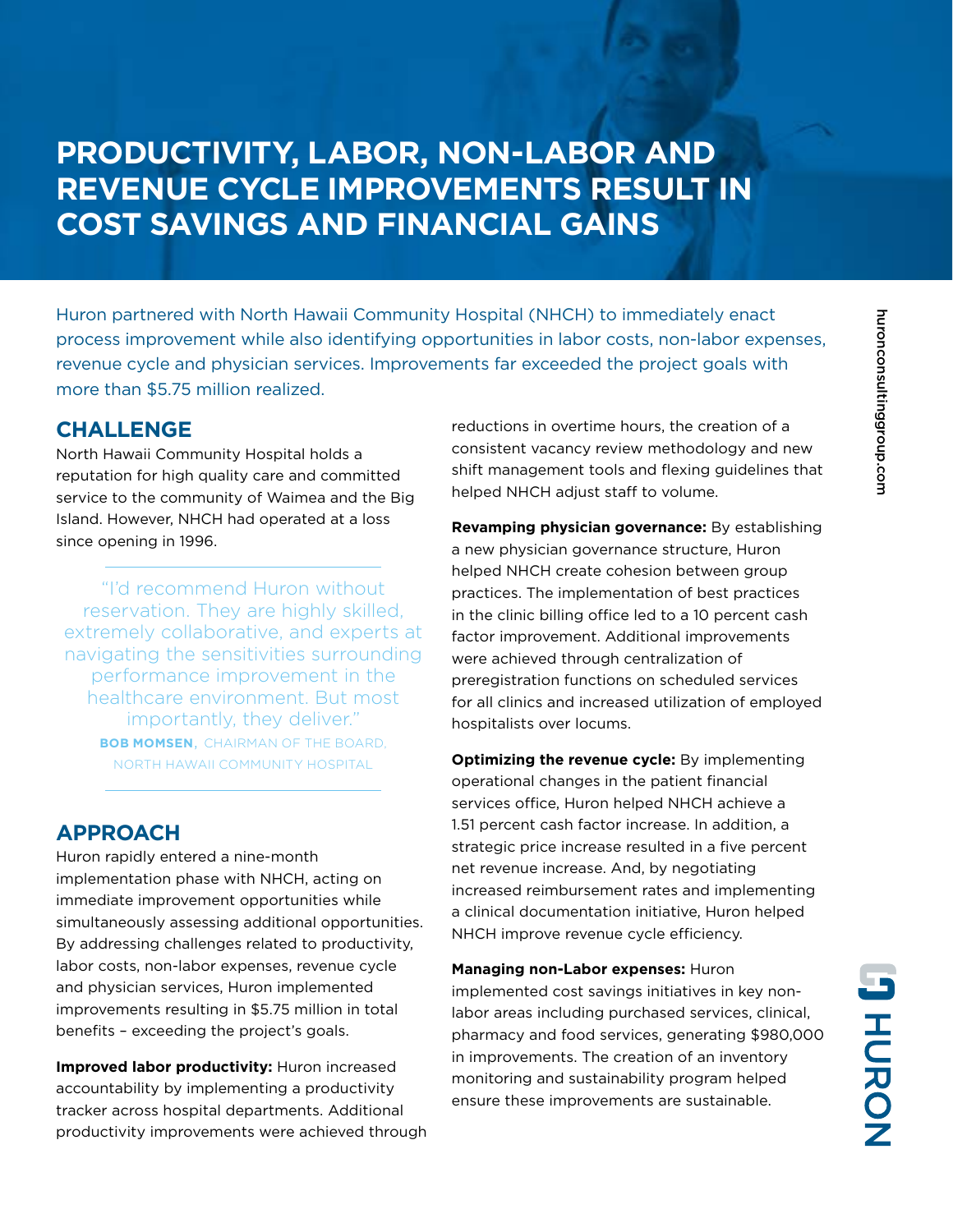# PRODUCTIVITY, LABOR, NON-LABOR AND REVENUE CYCLE IMPROVEMENTS RESULT IN COST SAVINGS AND FINANCIAL GAINS

Huron partnered with North Hawaii Community Hospital (NHCH) to immediately enact process improvement while also identifying opportunities in labor costs, non-labor expenses, revenue cycle and physician services. Improvements far exceeded the project goals with more than $5.75 million realized.

## CHALLENGE

North Hawaii Community Hospital holds a reputation for high quality care and committed service to the community of Waimea and the Big Island. However, NHCH had operated at a loss since opening in 1996.

> "I'd recommend Huron without reservation. They are highly skilled, extremely collaborative, and experts at navigating the sensitivities surrounding performance improvement in the healthcare environment. But most importantly, they deliver."
>
> **BOB MOMSEN**, CHAIRMAN OF THE BOARD, NORTH HAWAII COMMUNITY HOSPITAL

## APPROACH

Huron rapidly entered a nine-month implementation phase with NHCH, acting on immediate improvement opportunities while simultaneously assessing additional opportunities. By addressing challenges related to productivity, labor costs, non-labor expenses, revenue cycle and physician services, Huron implemented improvements resulting in $5.75 million in total benefits – exceeding the project's goals.

**Improved labor productivity:** Huron increased accountability by implementing a productivity tracker across hospital departments. Additional productivity improvements were achieved through reductions in overtime hours, the creation of a consistent vacancy review methodology and new shift management tools and flexing guidelines that helped NHCH adjust staff to volume.

**Revamping physician governance:** By establishing a new physician governance structure, Huron helped NHCH create cohesion between group practices. The implementation of best practices in the clinic billing office led to a 10 percent cash factor improvement. Additional improvements were achieved through centralization of preregistration functions on scheduled services for all clinics and increased utilization of employed hospitalists over locums.

**Optimizing the revenue cycle:** By implementing operational changes in the patient financial services office, Huron helped NHCH achieve a 1.51 percent cash factor increase. In addition, a strategic price increase resulted in a five percent net revenue increase. And, by negotiating increased reimbursement rates and implementing a clinical documentation initiative, Huron helped NHCH improve revenue cycle efficiency.

**Managing non-Labor expenses:** Huron implemented cost savings initiatives in key non-labor areas including purchased services, clinical, pharmacy and food services, generating $980,000 in improvements. The creation of an inventory monitoring and sustainability program helped ensure these improvements are sustainable.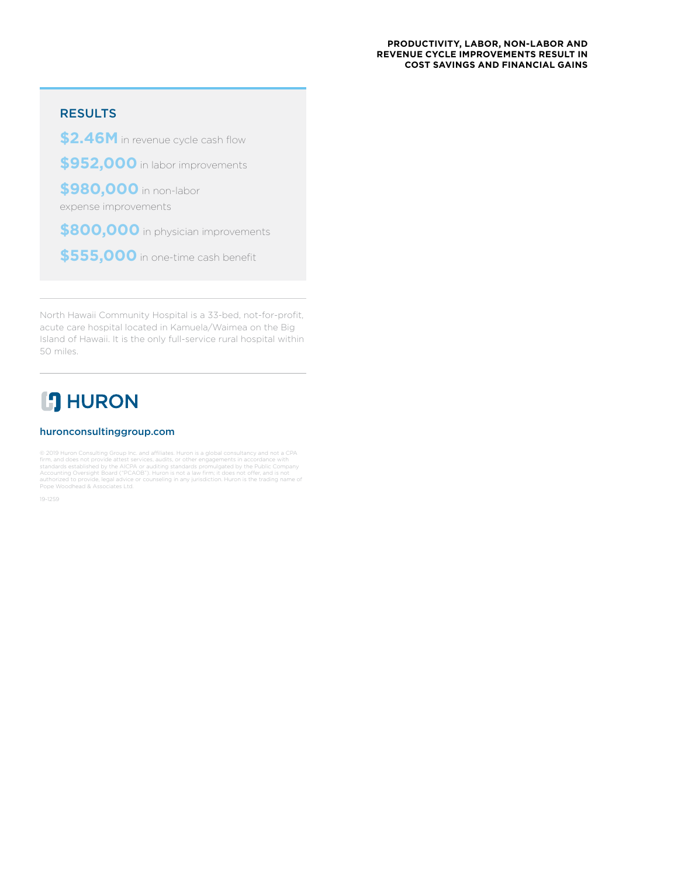## RESULTS

**$2.46M** in revenue cycle cash flow

**$952,000** in labor improvements

**$980,000** in non-labor expense improvements

**$800,000** in physician improvements

**$555,000** in one-time cash benefit

North Hawaii Community Hospital is a 33-bed, not-for-profit, acute care hospital located in Kamuela/Waimea on the Big Island of Hawaii. It is the only full-service rural hospital within 50 miles.

HURON

huronconsultinggroup.com

© 2019 Huron Consulting Group Inc. and affiliates. Huron is a global consultancy and not a CPA firm, and does not provide attest services, audits, or other engagements in accordance with standards established by the AICPA or auditing standards promulgated by the Public Company Accounting Oversight Board ("PCAOB"). Huron is not a law firm; it does not offer, and is not authorized to provide, legal advice or counseling in any jurisdiction. Huron is the trading name of Pope Woodhead & Associates Ltd.

19-1259